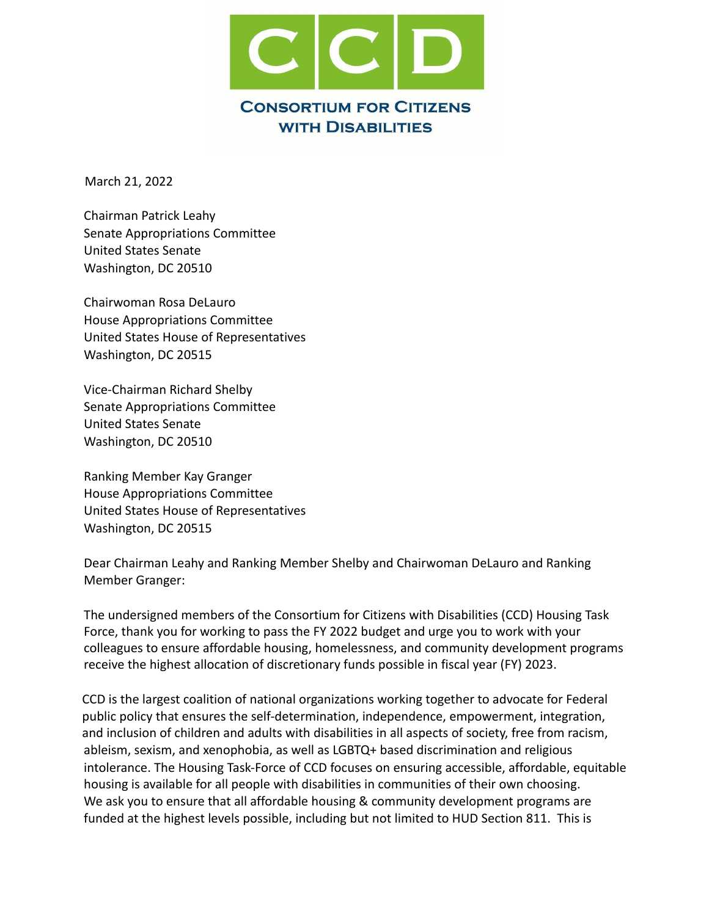# CCD

**Consortium for Citizens with Disabilities**

March 21, 2022

Chairman Patrick Leahy
Senate Appropriations Committee
United States Senate
Washington, DC 20510

Chairwoman Rosa DeLauro
House Appropriations Committee
United States House of Representatives
Washington, DC 20515

Vice-Chairman Richard Shelby
Senate Appropriations Committee
United States Senate
Washington, DC 20510

Ranking Member Kay Granger
House Appropriations Committee
United States House of Representatives
Washington, DC 20515

Dear Chairman Leahy and Ranking Member Shelby and Chairwoman DeLauro and Ranking Member Granger:

The undersigned members of the Consortium for Citizens with Disabilities (CCD) Housing Task Force, thank you for working to pass the FY 2022 budget and urge you to work with your colleagues to ensure affordable housing, homelessness, and community development programs receive the highest allocation of discretionary funds possible in fiscal year (FY) 2023.

CCD is the largest coalition of national organizations working together to advocate for Federal public policy that ensures the self-determination, independence, empowerment, integration, and inclusion of children and adults with disabilities in all aspects of society, free from racism, ableism, sexism, and xenophobia, as well as LGBTQ+ based discrimination and religious intolerance. The Housing Task-Force of CCD focuses on ensuring accessible, affordable, equitable housing is available for all people with disabilities in communities of their own choosing. We ask you to ensure that all affordable housing & community development programs are funded at the highest levels possible, including but not limited to HUD Section 811. This is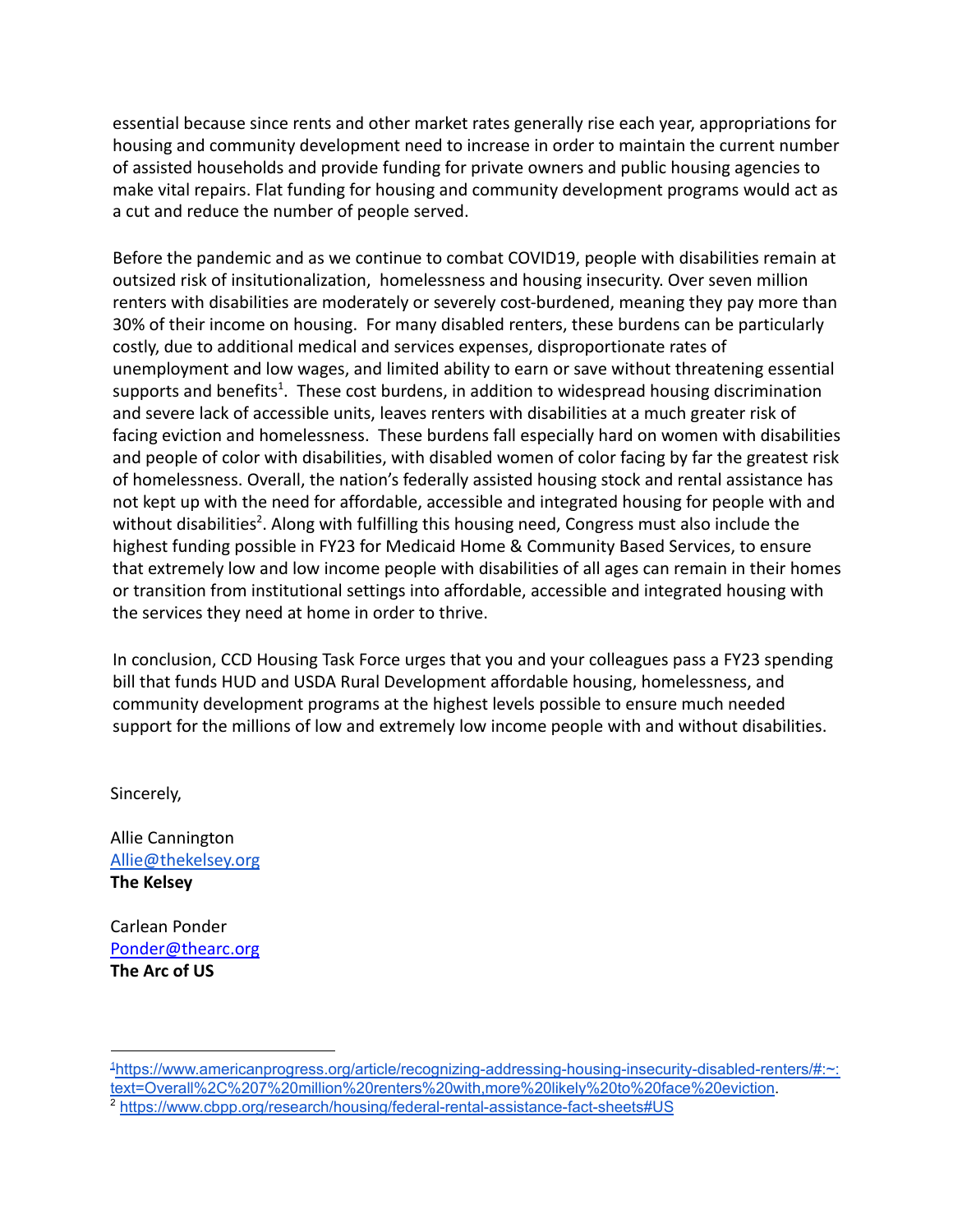essential because since rents and other market rates generally rise each year, appropriations for housing and community development need to increase in order to maintain the current number of assisted households and provide funding for private owners and public housing agencies to make vital repairs. Flat funding for housing and community development programs would act as a cut and reduce the number of people served.

Before the pandemic and as we continue to combat COVID19, people with disabilities remain at outsized risk of insitutionalization, homelessness and housing insecurity. Over seven million renters with disabilities are moderately or severely cost-burdened, meaning they pay more than 30% of their income on housing. For many disabled renters, these burdens can be particularly costly, due to additional medical and services expenses, disproportionate rates of unemployment and low wages, and limited ability to earn or save without threatening essential supports and benefits[1]. These cost burdens, in addition to widespread housing discrimination and severe lack of accessible units, leaves renters with disabilities at a much greater risk of facing eviction and homelessness. These burdens fall especially hard on women with disabilities and people of color with disabilities, with disabled women of color facing by far the greatest risk of homelessness. Overall, the nation's federally assisted housing stock and rental assistance has not kept up with the need for affordable, accessible and integrated housing for people with and without disabilities[2]. Along with fulfilling this housing need, Congress must also include the highest funding possible in FY23 for Medicaid Home & Community Based Services, to ensure that extremely low and low income people with disabilities of all ages can remain in their homes or transition from institutional settings into affordable, accessible and integrated housing with the services they need at home in order to thrive.

In conclusion, CCD Housing Task Force urges that you and your colleagues pass a FY23 spending bill that funds HUD and USDA Rural Development affordable housing, homelessness, and community development programs at the highest levels possible to ensure much needed support for the millions of low and extremely low income people with and without disabilities.

Sincerely,

Allie Cannington
[Allie@thekelsey.org](mailto:Allie@thekelsey.org)
**The Kelsey**

Carlean Ponder
[Ponder@thearc.org](mailto:Ponder@thearc.org)
**The Arc of US**

---

[1] https://www.americanprogress.org/article/recognizing-addressing-housing-insecurity-disabled-renters/#:~:text=Overall%2C%207%20million%20renters%20with,more%20likely%20to%20face%20eviction.

[2] https://www.cbpp.org/research/housing/federal-rental-assistance-fact-sheets#US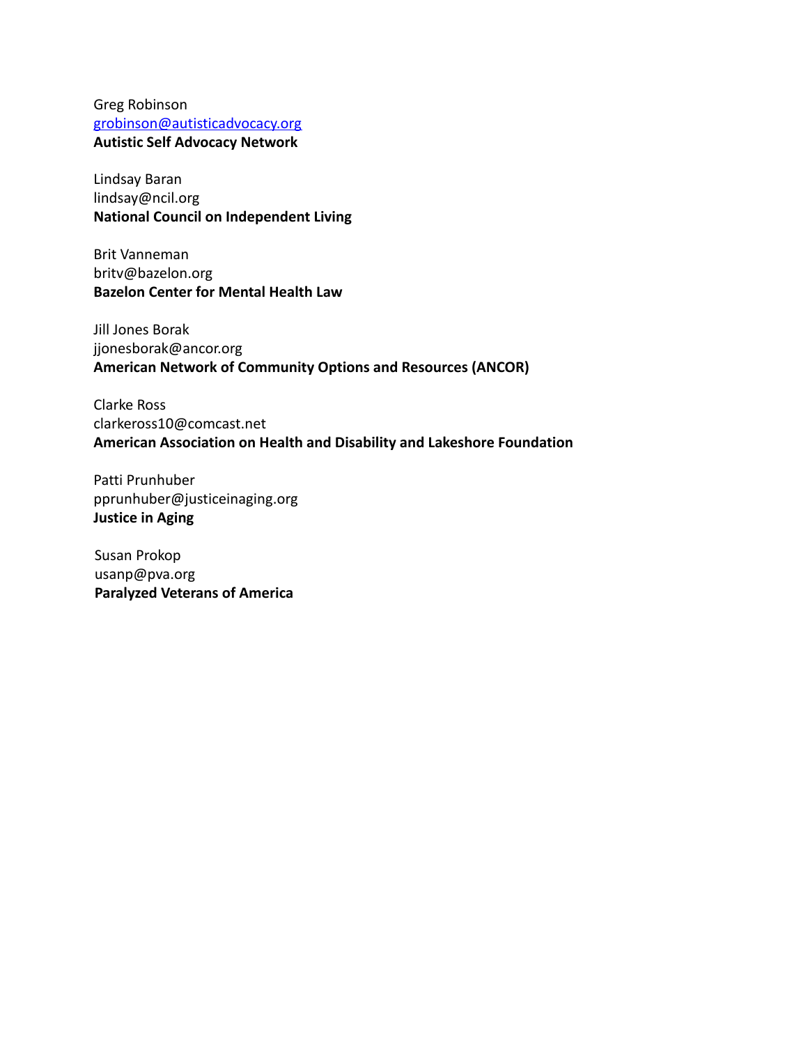Greg Robinson
grobinson@autisticadvocacy.org
**Autistic Self Advocacy Network**

Lindsay Baran
lindsay@ncil.org
**National Council on Independent Living**

Brit Vanneman
britv@bazelon.org
**Bazelon Center for Mental Health Law**

Jill Jones Borak
jjonesborak@ancor.org
**American Network of Community Options and Resources (ANCOR)**

Clarke Ross
clarkeross10@comcast.net
**American Association on Health and Disability and Lakeshore Foundation**

Patti Prunhuber
pprunhuber@justiceinaging.org
**Justice in Aging**

Susan Prokop
usanp@pva.org
**Paralyzed Veterans of America**